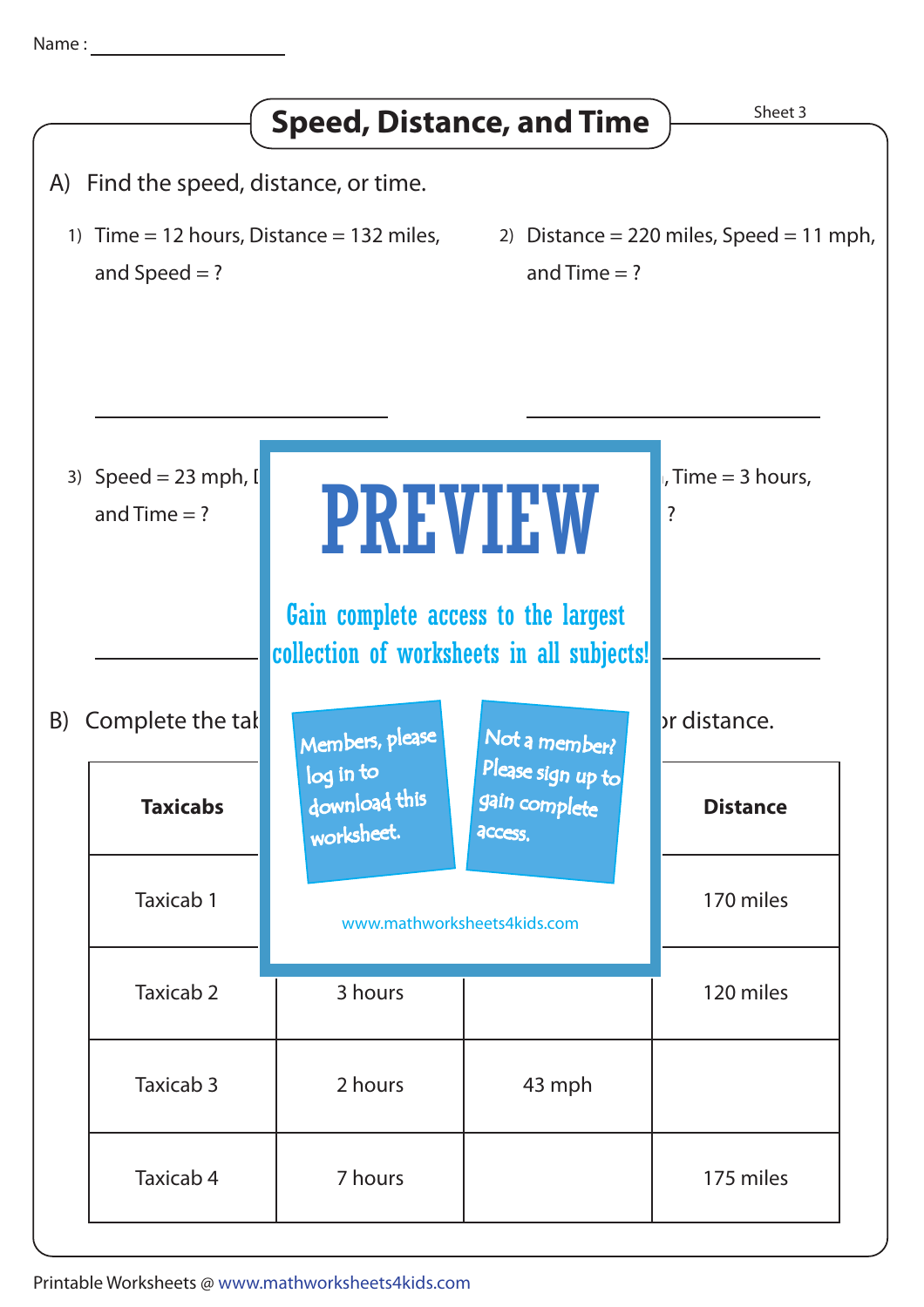Name : ________________

# Speed, Distance, and Time

Sheet 3

A) Find the speed, distance, or time.

1) Time = 12 hours, Distance = 132 miles, and Speed = ?

2) Distance = 220 miles, Speed = 11 mph, and Time = ?

3) Speed = 23 mph, [

and Time = ?

, Time = 3 hours,

?

PREVIEW

Gain complete access to the largest collection of worksheets in all subjects!

Members, please log in to download this worksheet.

Not a member? Please sign up to gain complete access.

www.mathworksheets4kids.com

B) Complete the tab

or distance.

| Taxicabs | | | Distance |
|---|---|---|---|
| Taxicab 1 | | | 170 miles |
| Taxicab 2 | 3 hours | | 120 miles |
| Taxicab 3 | 2 hours | 43 mph | |
| Taxicab 4 | 7 hours | | 175 miles |

Printable Worksheets @ www.mathworksheets4kids.com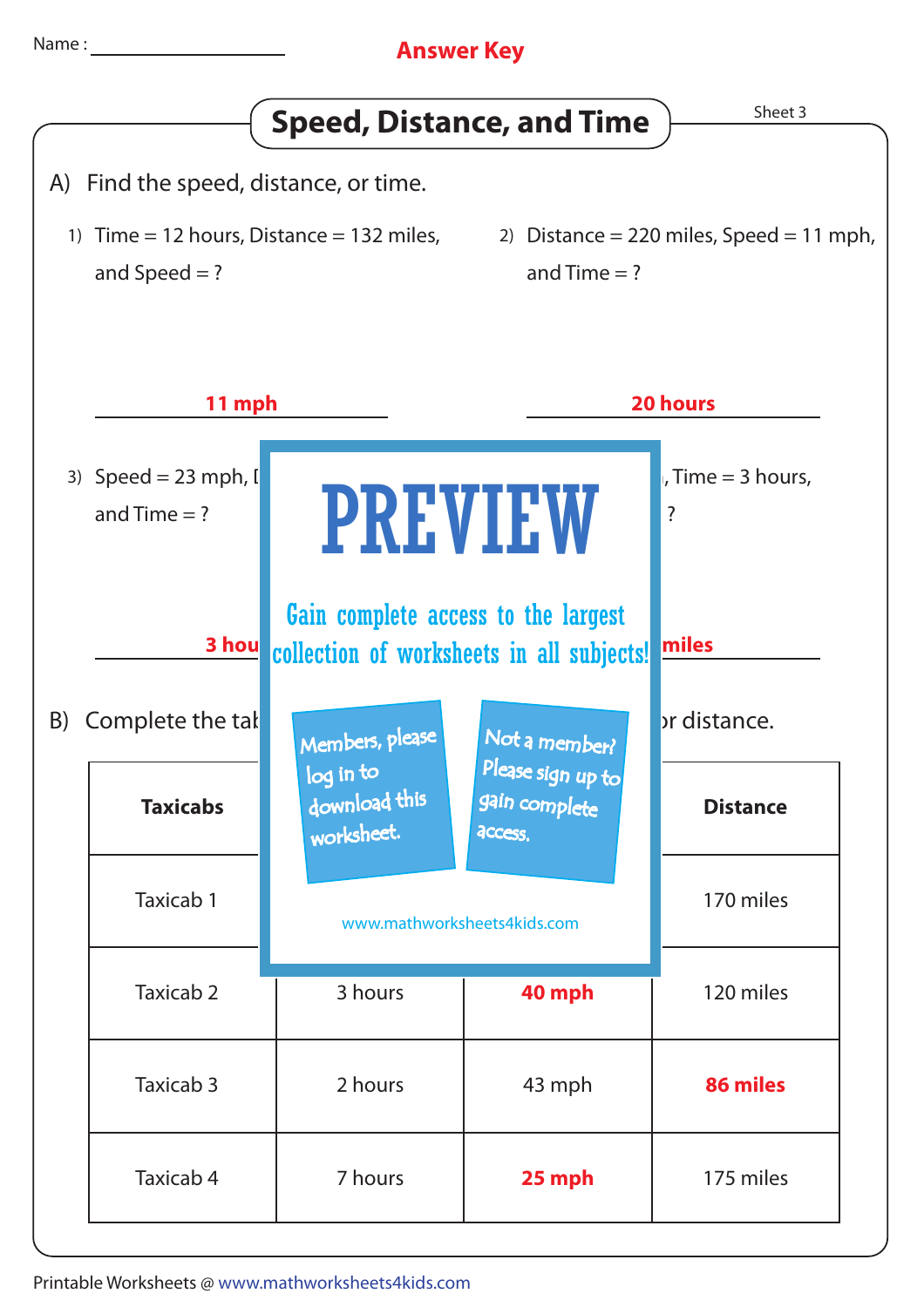Name : ____________________

**Answer Key**

# Speed, Distance, and Time

Sheet 3

A) Find the speed, distance, or time.

1) Time = 12 hours, Distance = 132 miles, and Speed = ?

**11 mph**

2) Distance = 220 miles, Speed = 11 mph, and Time = ?

**20 hours**

3) Speed = 23 mph, [ ... and Time = ?

**3 hou...**

... , Time = 3 hours, ... ?

**... miles**

# PREVIEW

Gain complete access to the largest collection of worksheets in all subjects!

Members, please log in to download this worksheet.

Not a member? Please sign up to gain complete access.

www.mathworksheets4kids.com

B) Complete the tab... ...r distance.

| Taxicabs | | | Distance |
|---|---|---|---|
| Taxicab 1 | | | 170 miles |
| Taxicab 2 | 3 hours | **40 mph** | 120 miles |
| Taxicab 3 | 2 hours | 43 mph | **86 miles** |
| Taxicab 4 | 7 hours | **25 mph** | 175 miles |

Printable Worksheets @ www.mathworksheets4kids.com